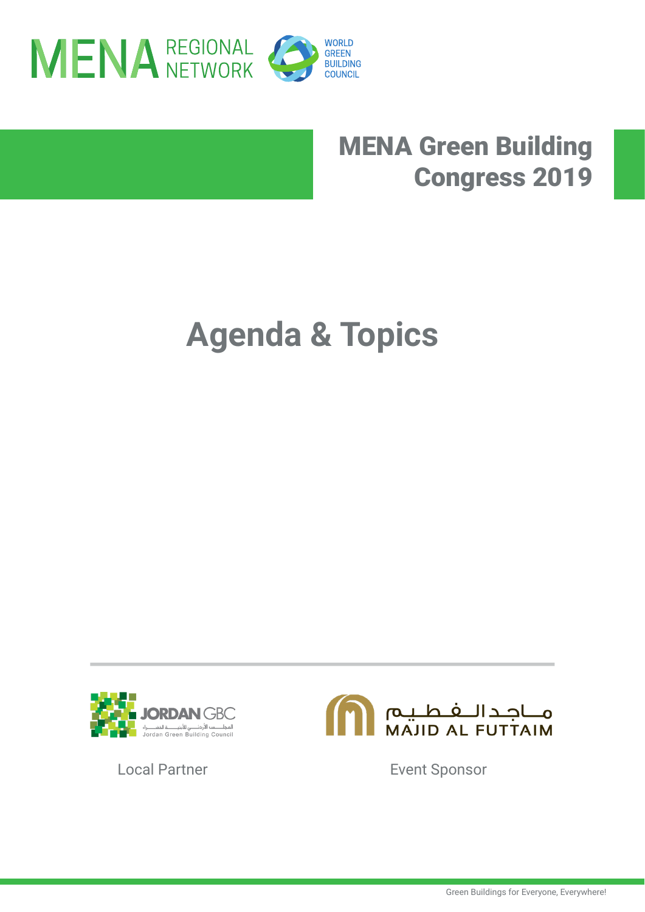MENA REGIONAL NETWORK

WORLD GREEN BUILDING COUNCIL

# MENA Green Building Congress 2019

# Agenda & Topics

JORDAN GBC

المجلس الأردني للأبنية الخضراء

Jordan Green Building Council

Local Partner

ماجد الفطيم

MAJID AL FUTTAIM

Event Sponsor

Green Buildings for Everyone, Everywhere!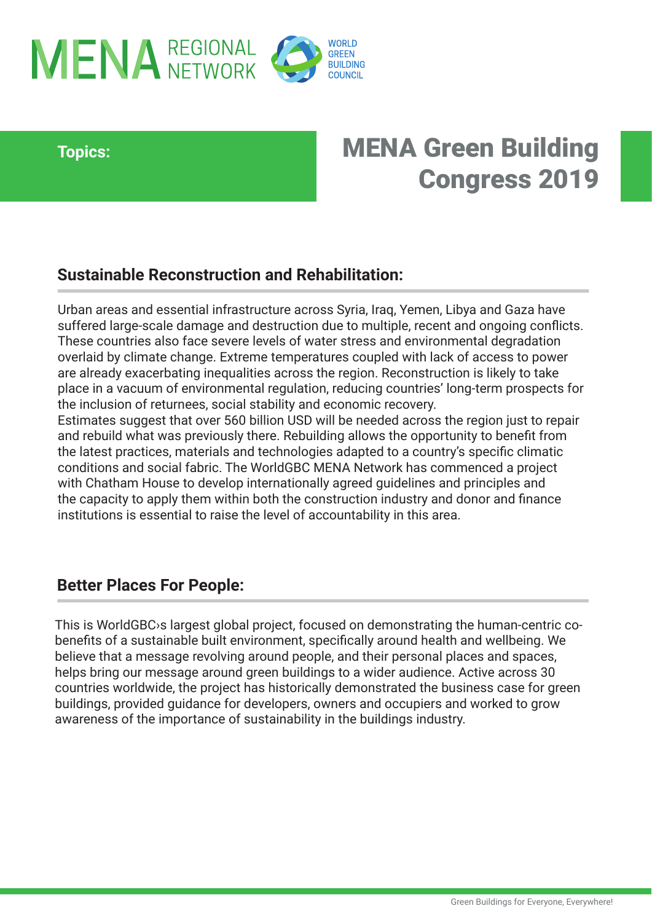MENA REGIONAL NETWORK | WORLD GREEN BUILDING COUNCIL

**Topics:**

# MENA Green Building Congress 2019

## Sustainable Reconstruction and Rehabilitation:

Urban areas and essential infrastructure across Syria, Iraq, Yemen, Libya and Gaza have suffered large-scale damage and destruction due to multiple, recent and ongoing conflicts. These countries also face severe levels of water stress and environmental degradation overlaid by climate change. Extreme temperatures coupled with lack of access to power are already exacerbating inequalities across the region. Reconstruction is likely to take place in a vacuum of environmental regulation, reducing countries' long-term prospects for the inclusion of returnees, social stability and economic recovery.
Estimates suggest that over 560 billion USD will be needed across the region just to repair and rebuild what was previously there. Rebuilding allows the opportunity to benefit from the latest practices, materials and technologies adapted to a country's specific climatic conditions and social fabric. The WorldGBC MENA Network has commenced a project with Chatham House to develop internationally agreed guidelines and principles and the capacity to apply them within both the construction industry and donor and finance institutions is essential to raise the level of accountability in this area.

## Better Places For People:

This is WorldGBC›s largest global project, focused on demonstrating the human-centric co-benefits of a sustainable built environment, specifically around health and wellbeing. We believe that a message revolving around people, and their personal places and spaces, helps bring our message around green buildings to a wider audience. Active across 30 countries worldwide, the project has historically demonstrated the business case for green buildings, provided guidance for developers, owners and occupiers and worked to grow awareness of the importance of sustainability in the buildings industry.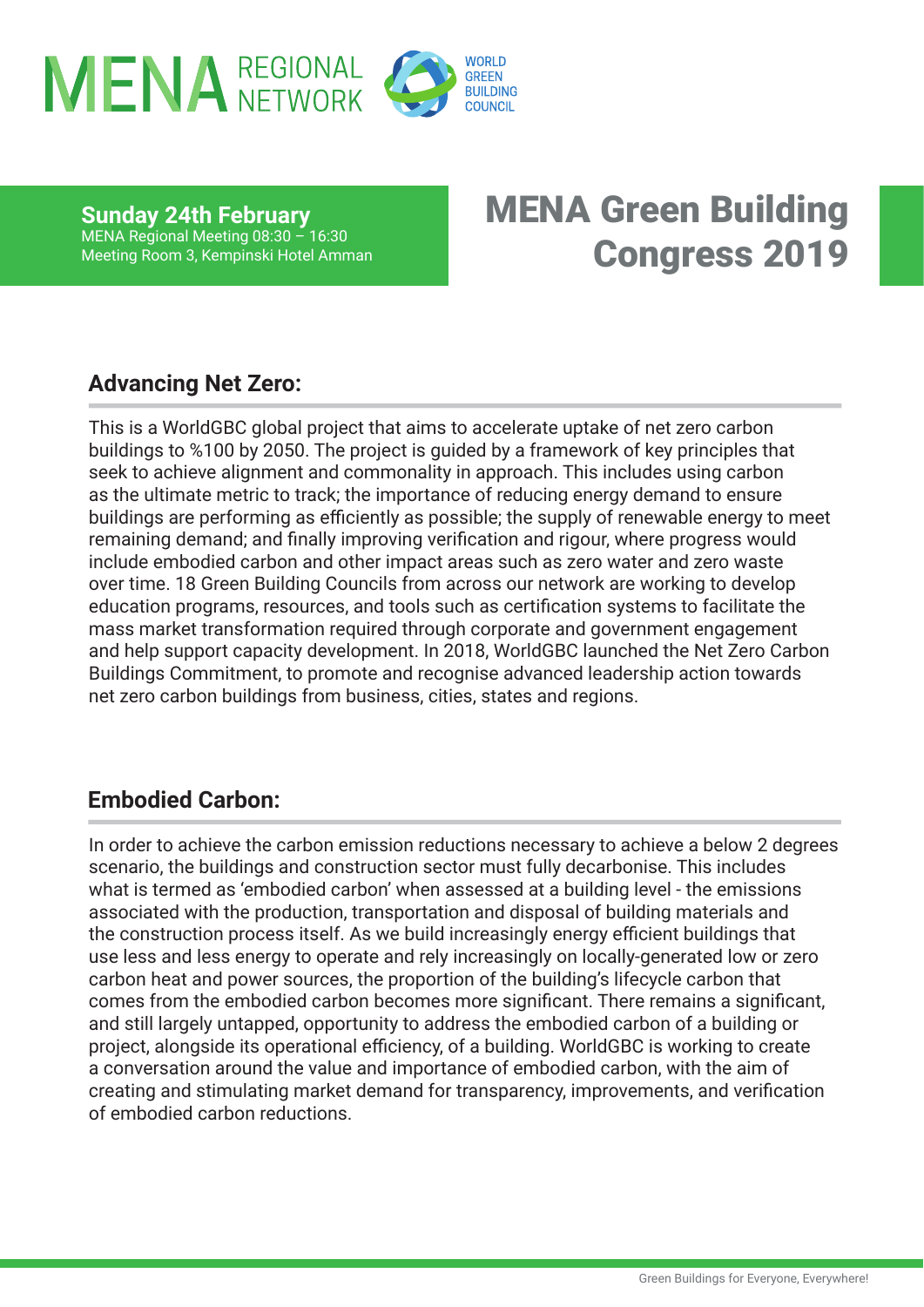MENA REGIONAL NETWORK — WORLD GREEN BUILDING COUNCIL

**Sunday 24th February**
MENA Regional Meeting 08:30 – 16:30
Meeting Room 3, Kempinski Hotel Amman

# MENA Green Building Congress 2019

## Advancing Net Zero:

This is a WorldGBC global project that aims to accelerate uptake of net zero carbon buildings to %100 by 2050. The project is guided by a framework of key principles that seek to achieve alignment and commonality in approach. This includes using carbon as the ultimate metric to track; the importance of reducing energy demand to ensure buildings are performing as efficiently as possible; the supply of renewable energy to meet remaining demand; and finally improving verification and rigour, where progress would include embodied carbon and other impact areas such as zero water and zero waste over time. 18 Green Building Councils from across our network are working to develop education programs, resources, and tools such as certification systems to facilitate the mass market transformation required through corporate and government engagement and help support capacity development. In 2018, WorldGBC launched the Net Zero Carbon Buildings Commitment, to promote and recognise advanced leadership action towards net zero carbon buildings from business, cities, states and regions.

## Embodied Carbon:

In order to achieve the carbon emission reductions necessary to achieve a below 2 degrees scenario, the buildings and construction sector must fully decarbonise. This includes what is termed as 'embodied carbon' when assessed at a building level - the emissions associated with the production, transportation and disposal of building materials and the construction process itself. As we build increasingly energy efficient buildings that use less and less energy to operate and rely increasingly on locally-generated low or zero carbon heat and power sources, the proportion of the building's lifecycle carbon that comes from the embodied carbon becomes more significant. There remains a significant, and still largely untapped, opportunity to address the embodied carbon of a building or project, alongside its operational efficiency, of a building. WorldGBC is working to create a conversation around the value and importance of embodied carbon, with the aim of creating and stimulating market demand for transparency, improvements, and verification of embodied carbon reductions.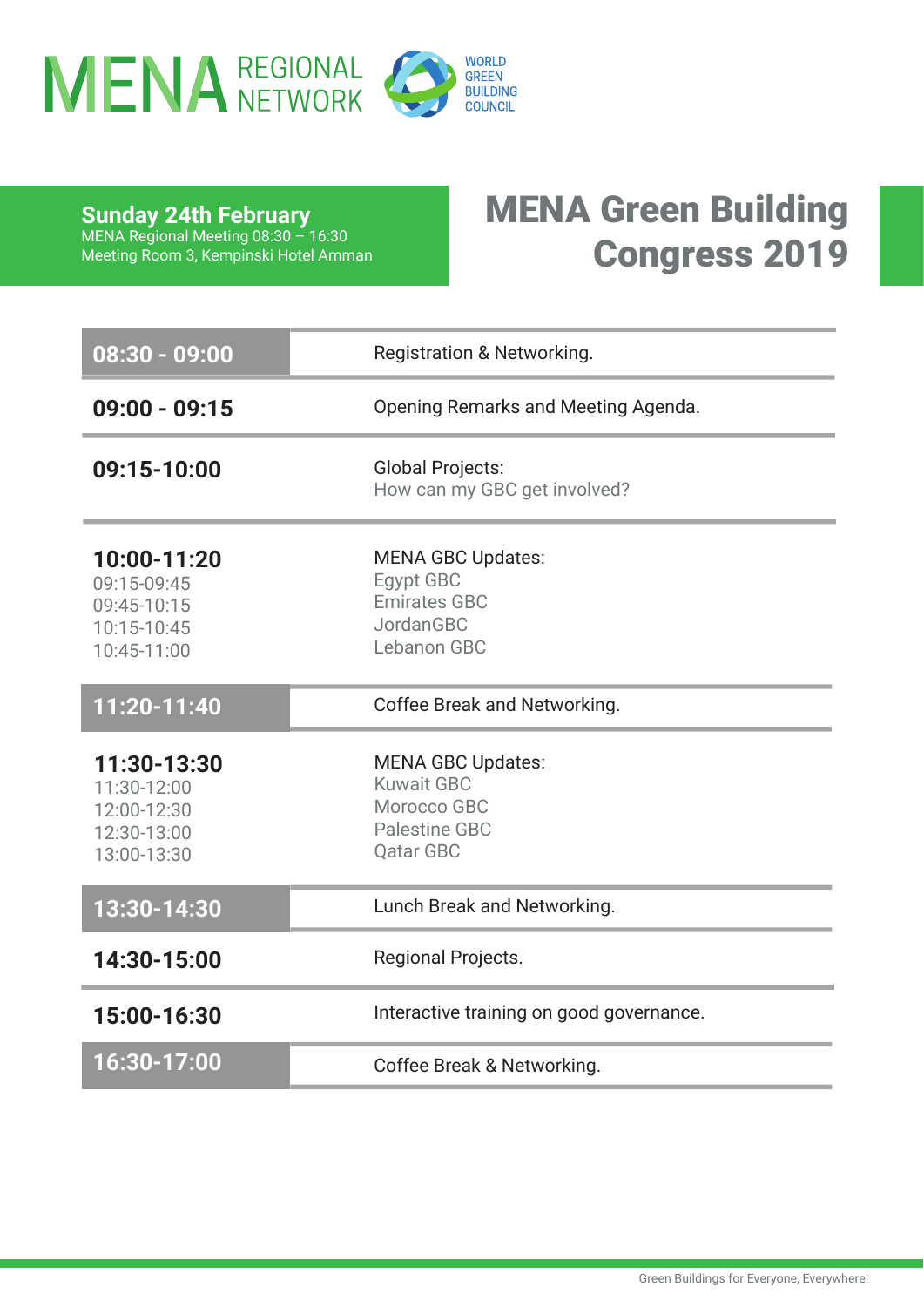MENA REGIONAL NETWORK

WORLD GREEN BUILDING COUNCIL

**Sunday 24th February**
MENA Regional Meeting 08:30 – 16:30
Meeting Room 3, Kempinski Hotel Amman

# MENA Green Building Congress 2019

| Time | Session |
|---|---|
| **08:30 - 09:00** | Registration & Networking. |
| **09:00 - 09:15** | Opening Remarks and Meeting Agenda. |
| **09:15-10:00** | Global Projects:<br>How can my GBC get involved? |
| **10:00-11:20**<br>09:15-09:45<br>09:45-10:15<br>10:15-10:45<br>10:45-11:00 | MENA GBC Updates:<br>Egypt GBC<br>Emirates GBC<br>JordanGBC<br>Lebanon GBC |
| **11:20-11:40** | Coffee Break and Networking. |
| **11:30-13:30**<br>11:30-12:00<br>12:00-12:30<br>12:30-13:00<br>13:00-13:30 | MENA GBC Updates:<br>Kuwait GBC<br>Morocco GBC<br>Palestine GBC<br>Qatar GBC |
| **13:30-14:30** | Lunch Break and Networking. |
| **14:30-15:00** | Regional Projects. |
| **15:00-16:30** | Interactive training on good governance. |
| **16:30-17:00** | Coffee Break & Networking. |

Green Buildings for Everyone, Everywhere!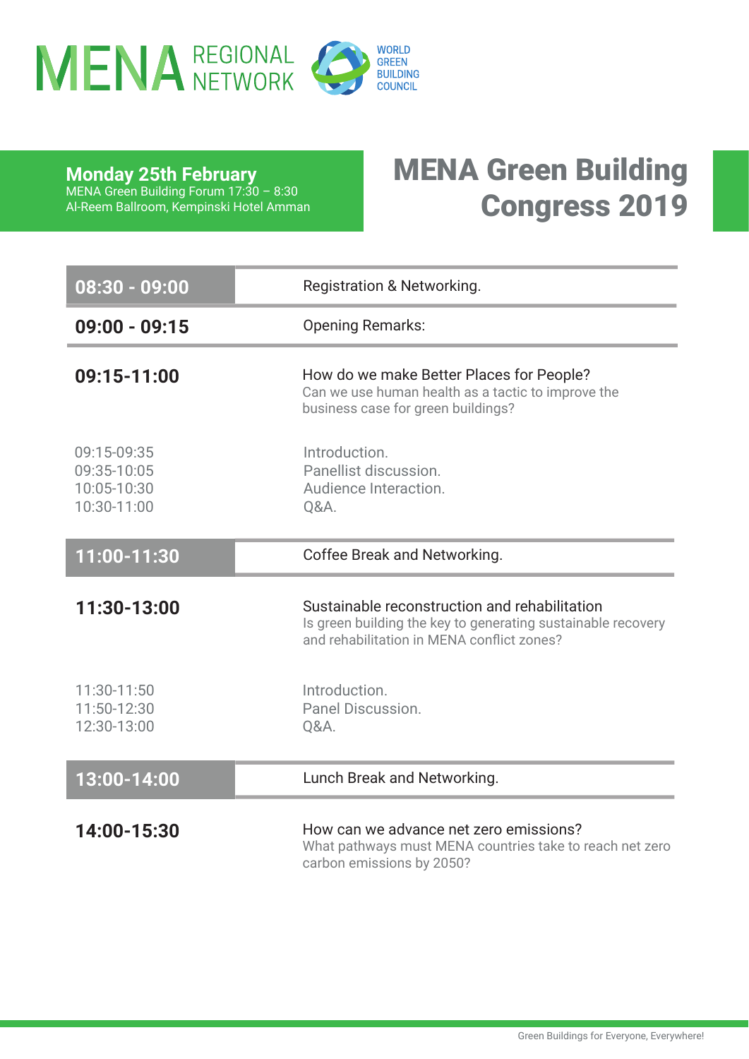MENA REGIONAL NETWORK

WORLD GREEN BUILDING COUNCIL

**Monday 25th February**
MENA Green Building Forum 17:30 – 8:30
Al-Reem Ballroom, Kempinski Hotel Amman

# MENA Green Building Congress 2019

| | |
|---|---|
| **08:30 - 09:00** | Registration & Networking. |
| **09:00 - 09:15** | Opening Remarks: |
| **09:15-11:00** | How do we make Better Places for People?<br>Can we use human health as a tactic to improve the business case for green buildings? |
| 09:15-09:35<br>09:35-10:05<br>10:05-10:30<br>10:30-11:00 | Introduction.<br>Panellist discussion.<br>Audience Interaction.<br>Q&A. |
| **11:00-11:30** | Coffee Break and Networking. |
| **11:30-13:00** | Sustainable reconstruction and rehabilitation<br>Is green building the key to generating sustainable recovery and rehabilitation in MENA conflict zones? |
| 11:30-11:50<br>11:50-12:30<br>12:30-13:00 | Introduction.<br>Panel Discussion.<br>Q&A. |
| **13:00-14:00** | Lunch Break and Networking. |
| **14:00-15:30** | How can we advance net zero emissions?<br>What pathways must MENA countries take to reach net zero carbon emissions by 2050? |

Green Buildings for Everyone, Everywhere!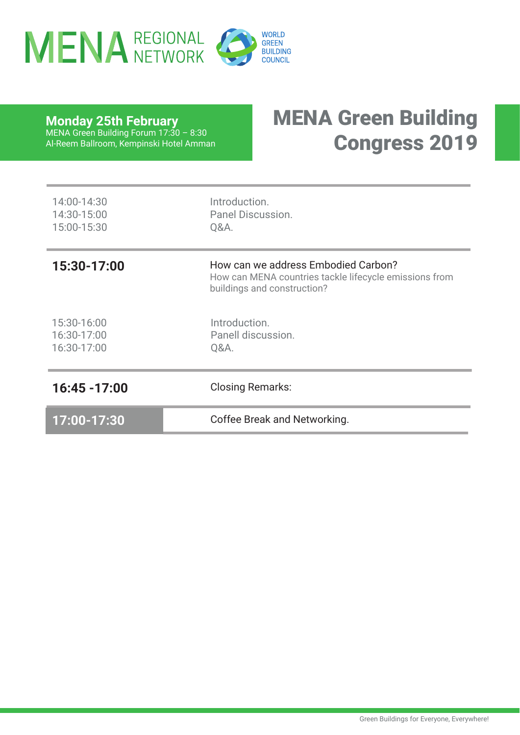MENA REGIONAL NETWORK

WORLD GREEN BUILDING COUNCIL

**Monday 25th February**
MENA Green Building Forum 17:30 – 8:30
Al-Reem Ballroom, Kempinski Hotel Amman

# MENA Green Building Congress 2019

| | |
|---|---|
| 14:00-14:30 | Introduction. |
| 14:30-15:00 | Panel Discussion. |
| 15:00-15:30 | Q&A. |
| **15:30-17:00** | How can we address Embodied Carbon? How can MENA countries tackle lifecycle emissions from buildings and construction? |
| 15:30-16:00 | Introduction. |
| 16:30-17:00 | Panell discussion. |
| 16:30-17:00 | Q&A. |
| **16:45 -17:00** | Closing Remarks: |
| **17:00-17:30** | Coffee Break and Networking. |

Green Buildings for Everyone, Everywhere!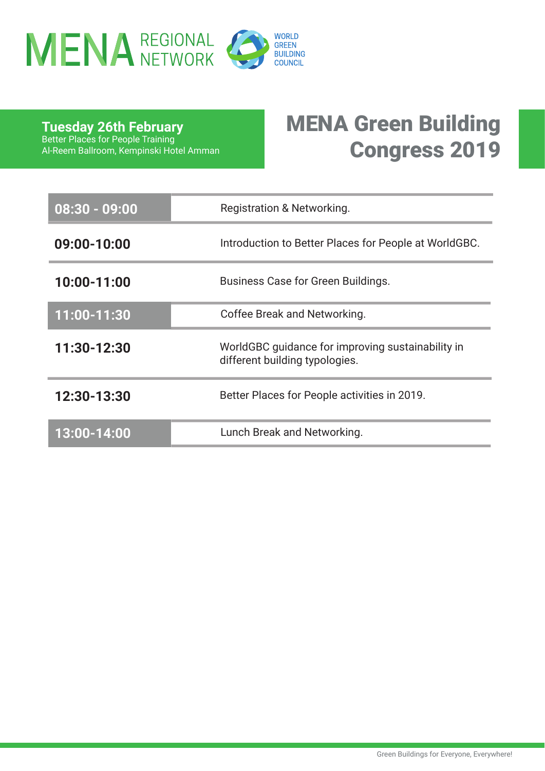MENA REGIONAL NETWORK — WORLD GREEN BUILDING COUNCIL

**Tuesday 26th February**
Better Places for People Training
Al-Reem Ballroom, Kempinski Hotel Amman

# MENA Green Building Congress 2019

| Time | Session |
| --- | --- |
| 08:30 - 09:00 | Registration & Networking. |
| 09:00-10:00 | Introduction to Better Places for People at WorldGBC. |
| 10:00-11:00 | Business Case for Green Buildings. |
| 11:00-11:30 | Coffee Break and Networking. |
| 11:30-12:30 | WorldGBC guidance for improving sustainability in different building typologies. |
| 12:30-13:30 | Better Places for People activities in 2019. |
| 13:00-14:00 | Lunch Break and Networking. |

Green Buildings for Everyone, Everywhere!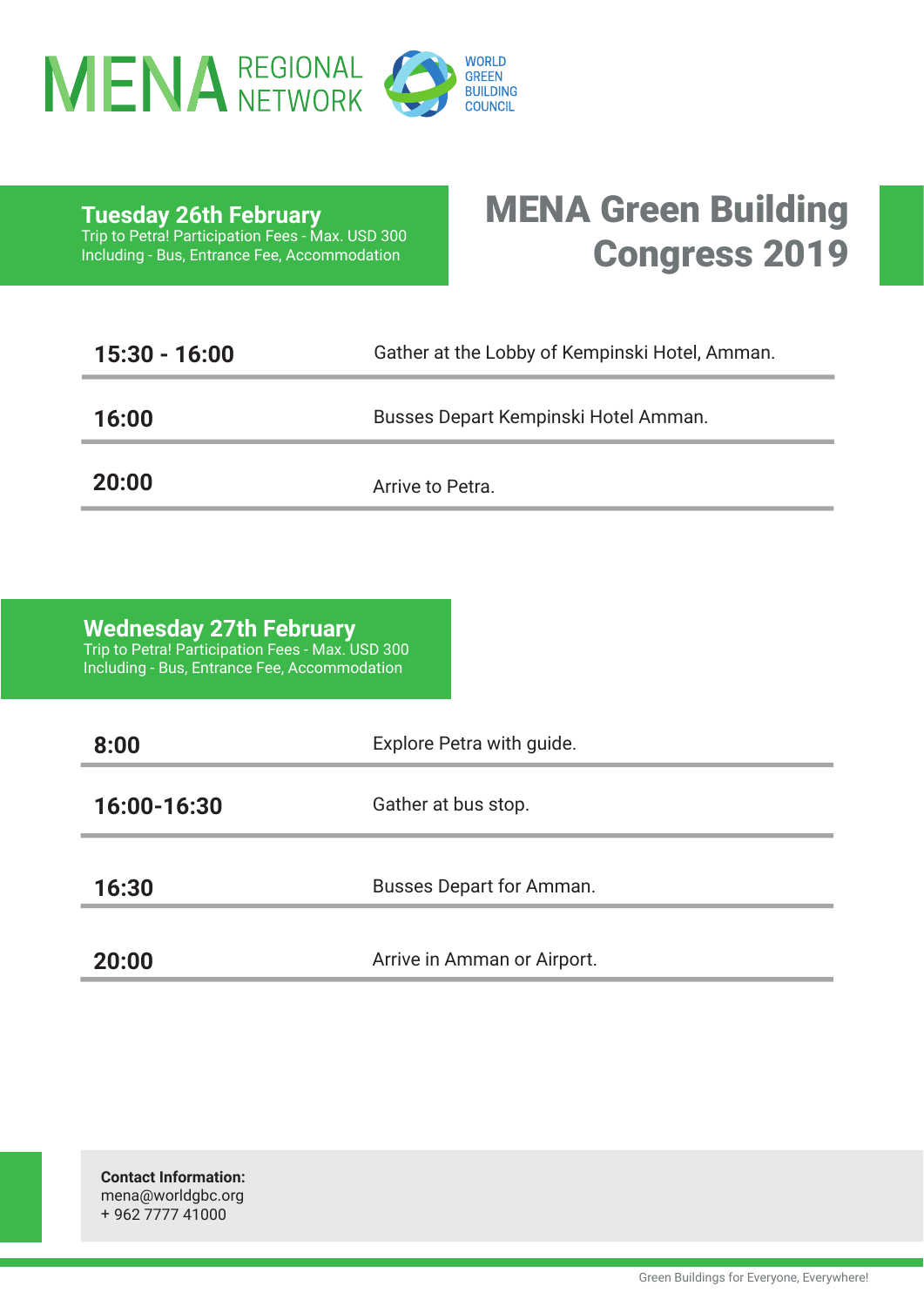MENA REGIONAL NETWORK

WORLD GREEN BUILDING COUNCIL

# MENA Green Building Congress 2019

## Tuesday 26th February

Trip to Petra! Participation Fees - Max. USD 300
Including - Bus, Entrance Fee, Accommodation

| | |
|---|---|
| **15:30 - 16:00** | Gather at the Lobby of Kempinski Hotel, Amman. |
| **16:00** | Busses Depart Kempinski Hotel Amman. |
| **20:00** | Arrive to Petra. |

## Wednesday 27th February

Trip to Petra! Participation Fees - Max. USD 300
Including - Bus, Entrance Fee, Accommodation

| | |
|---|---|
| **8:00** | Explore Petra with guide. |
| **16:00-16:30** | Gather at bus stop. |
| **16:30** | Busses Depart for Amman. |
| **20:00** | Arrive in Amman or Airport. |

**Contact Information:**
mena@worldgbc.org
+ 962 7777 41000

Green Buildings for Everyone, Everywhere!